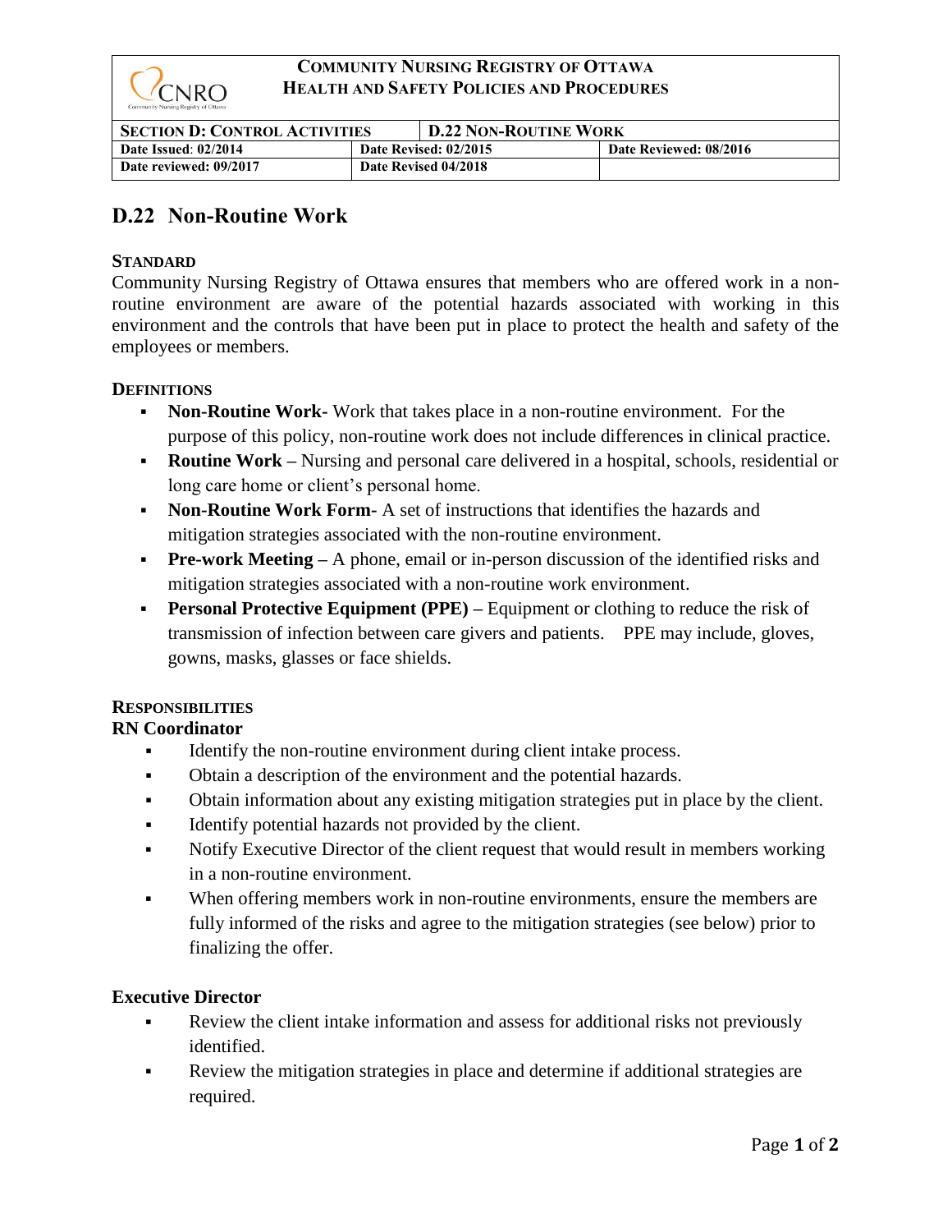**COMMUNITY NURSING REGISTRY OF OTTAWA**
**HEALTH AND SAFETY POLICIES AND PROCEDURES**

| SECTION D: CONTROL ACTIVITIES | D.22 NON-ROUTINE WORK | |
|---|---|---|
| Date Issued: 02/2014 | Date Revised: 02/2015 | Date Reviewed: 08/2016 |
| Date reviewed: 09/2017 | Date Revised 04/2018 | |

# D.22 Non-Routine Work

**STANDARD**

Community Nursing Registry of Ottawa ensures that members who are offered work in a non-routine environment are aware of the potential hazards associated with working in this environment and the controls that have been put in place to protect the health and safety of the employees or members.

**DEFINITIONS**

- **Non-Routine Work-** Work that takes place in a non-routine environment. For the purpose of this policy, non-routine work does not include differences in clinical practice.
- **Routine Work –** Nursing and personal care delivered in a hospital, schools, residential or long care home or client's personal home.
- **Non-Routine Work Form-** A set of instructions that identifies the hazards and mitigation strategies associated with the non-routine environment.
- **Pre-work Meeting –** A phone, email or in-person discussion of the identified risks and mitigation strategies associated with a non-routine work environment.
- **Personal Protective Equipment (PPE) –** Equipment or clothing to reduce the risk of transmission of infection between care givers and patients. PPE may include, gloves, gowns, masks, glasses or face shields.

**RESPONSIBILITIES**

**RN Coordinator**

- Identify the non-routine environment during client intake process.
- Obtain a description of the environment and the potential hazards.
- Obtain information about any existing mitigation strategies put in place by the client.
- Identify potential hazards not provided by the client.
- Notify Executive Director of the client request that would result in members working in a non-routine environment.
- When offering members work in non-routine environments, ensure the members are fully informed of the risks and agree to the mitigation strategies (see below) prior to finalizing the offer.

**Executive Director**

- Review the client intake information and assess for additional risks not previously identified.
- Review the mitigation strategies in place and determine if additional strategies are required.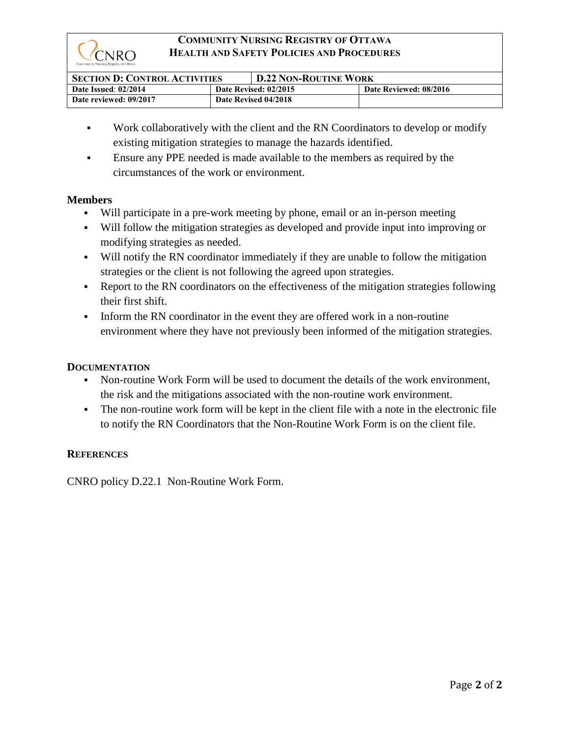- Work collaboratively with the client and the RN Coordinators to develop or modify existing mitigation strategies to manage the hazards identified.
- Ensure any PPE needed is made available to the members as required by the circumstances of the work or environment.

**Members**

- Will participate in a pre-work meeting by phone, email or an in-person meeting
- Will follow the mitigation strategies as developed and provide input into improving or modifying strategies as needed.
- Will notify the RN coordinator immediately if they are unable to follow the mitigation strategies or the client is not following the agreed upon strategies.
- Report to the RN coordinators on the effectiveness of the mitigation strategies following their first shift.
- Inform the RN coordinator in the event they are offered work in a non-routine environment where they have not previously been informed of the mitigation strategies.

## DOCUMENTATION

- Non-routine Work Form will be used to document the details of the work environment, the risk and the mitigations associated with the non-routine work environment.
- The non-routine work form will be kept in the client file with a note in the electronic file to notify the RN Coordinators that the Non-Routine Work Form is on the client file.

## REFERENCES

CNRO policy D.22.1 Non-Routine Work Form.